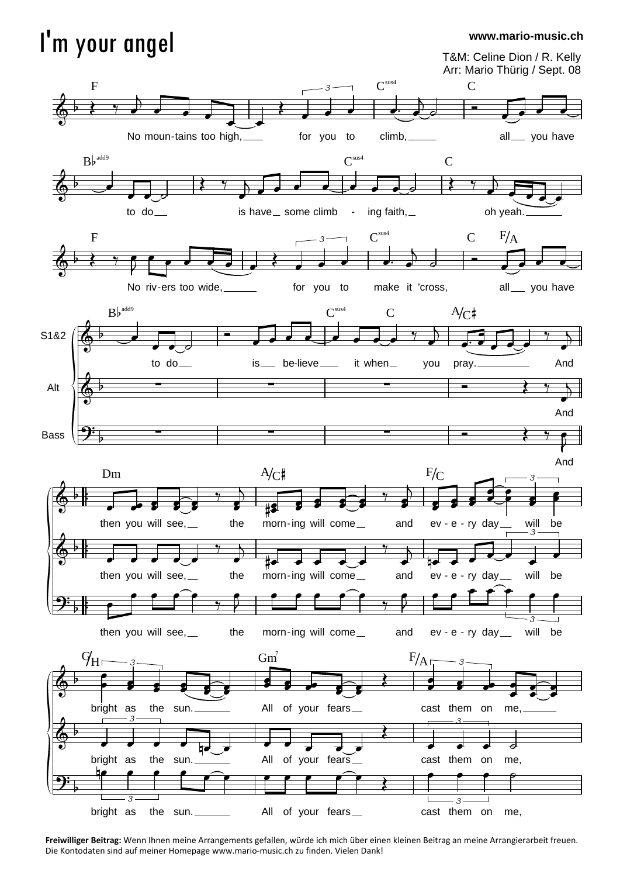# I'm your angel

www.mario-music.ch

T&M: Celine Dion / R. Kelly
Arr: Mario Thürig / Sept. 08

F — Csus4 — C

No moun-tains too high, for you to climb, all you have

B♭add9 — Csus4 — C

to do is have some climb - ing faith, oh yeah.

F — Csus4 — C — F/A

No riv-ers too wide, for you to make it 'cross, all you have

B♭add9 — Csus4 — C — A/C♯

S1&2: to do is be-lieve it when you pray. And

Alt: And

Bass: And

Dm — A/C♯ — F/C

then you will see, the morn-ing will come and ev - e - ry day will be

G/H — Gm7 — F/A

bright as the sun. All of your fears cast them on me,

**Freiwilliger Beitrag:** Wenn Ihnen meine Arrangements gefallen, würde ich mich über einen kleinen Beitrag an meine Arrangierarbeit freuen. Die Kontodaten sind auf meiner Homepage www.mario-music.ch zu finden. Vielen Dank!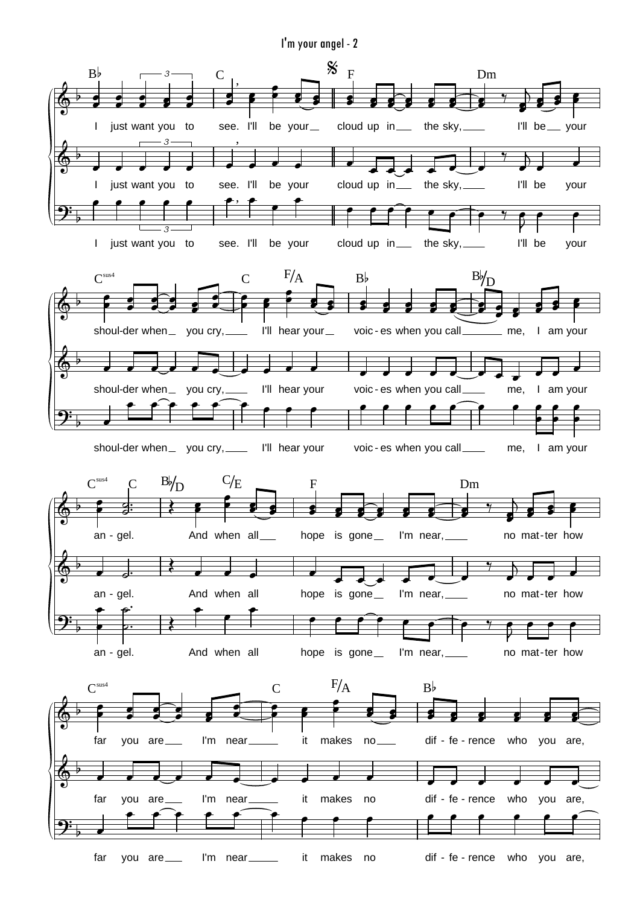B♭ C 𝄋 F Dm

I just want you to see. I'll be your cloud up in the sky, I'll be your

C<sup>sus4</sup> C F/A B♭ B♭/D

shoul-der when you cry, I'll hear your voic-es when you call me, I am your

C<sup>sus4</sup> C B♭/D C/E F Dm

an-gel. And when all hope is gone I'm near, no mat-ter how

C<sup>sus4</sup> C F/A B♭

far you are I'm near it makes no dif-fe-rence who you are,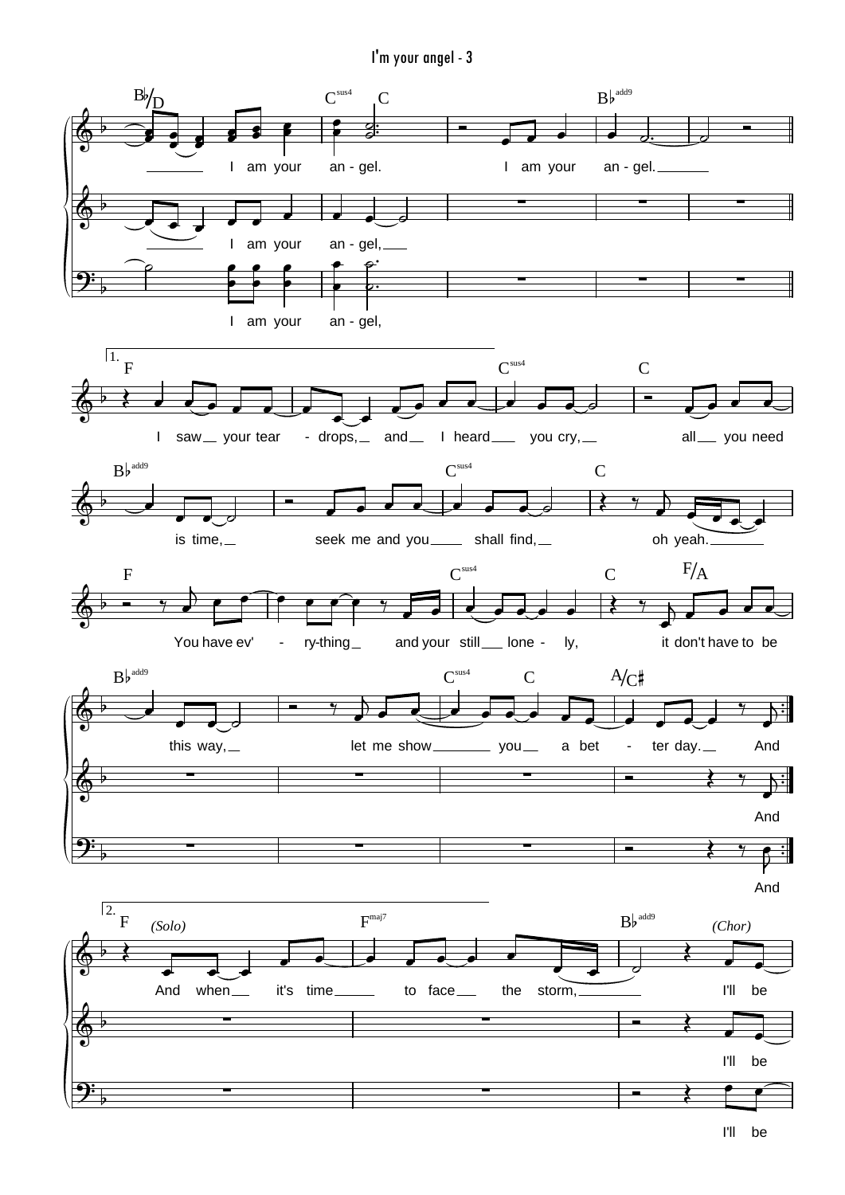B♭/D C^sus4 C B♭^add9

I am your an - gel. I am your an - gel.

I am your an - gel,

I am your an - gel,

1.

F C^sus4 C

I saw your tear - drops, and I heard you cry, all you need

B♭^add9 C^sus4 C

is time, seek me and you shall find, oh yeah.

F C^sus4 C F/A

You have ev' - ry-thing and your still lone - ly, it don't have to be

B♭^add9 C^sus4 C A/C♯

this way, let me show you a bet - ter day. And

And

And

2.

F *(Solo)* F^maj7 B♭^add9 *(Chor)*

And when it's time to face the storm, I'll be

I'll be

I'll be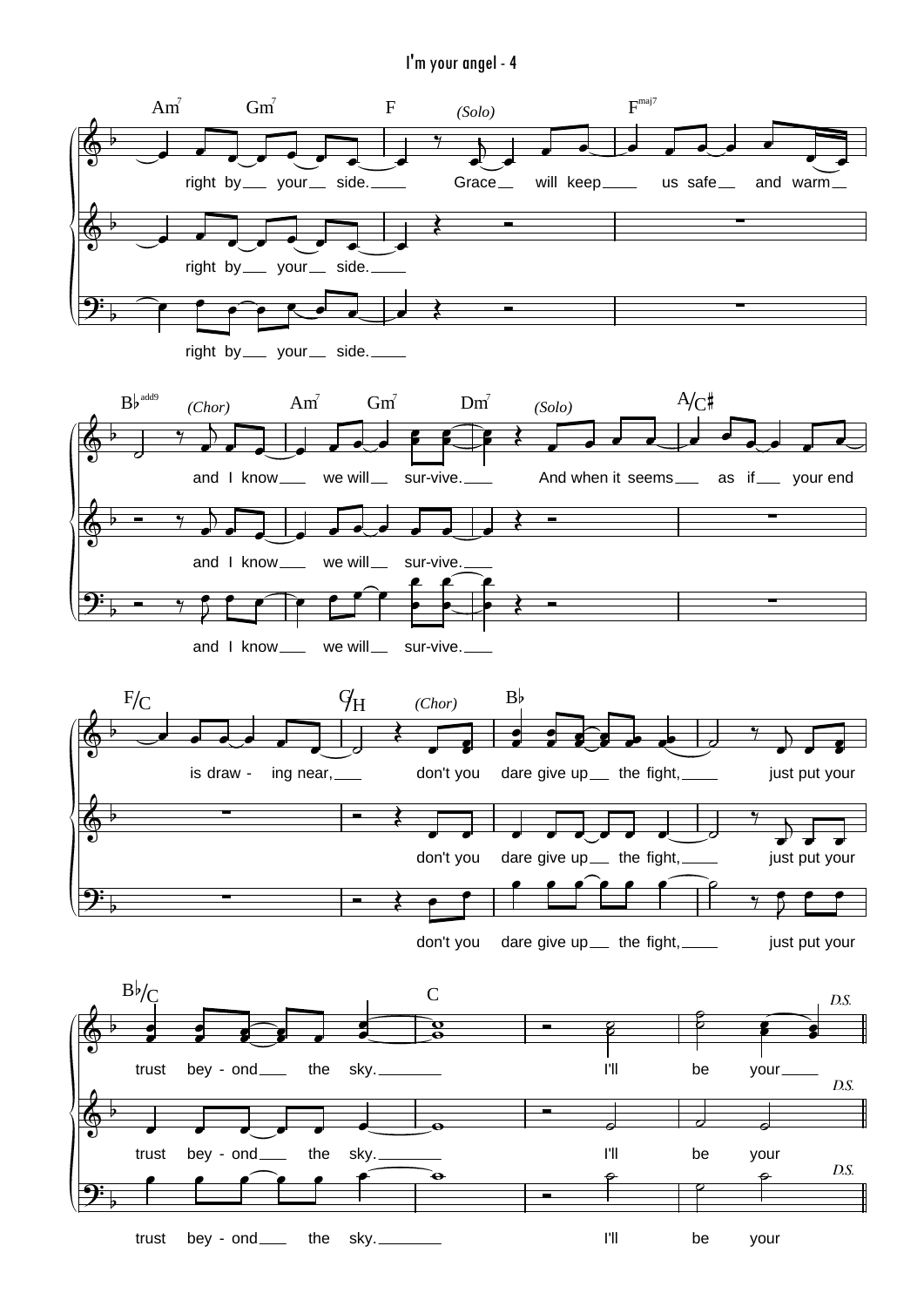Am7 Gm7 F *(Solo)* Fmaj7

right by your side. Grace will keep us safe and warm

right by your side.

right by your side.

B♭add9 *(Chor)* Am7 Gm7 Dm7 *(Solo)* A/C♯

and I know we will sur-vive. And when it seems as if your end

and I know we will sur-vive.

and I know we will sur-vive.

F/C G/H *(Chor)* B♭

is draw - ing near, don't you dare give up the fight, just put your

don't you dare give up the fight, just put your

don't you dare give up the fight, just put your

B♭/C C *D.S.*

trust bey - ond the sky. I'll be your

trust bey - ond the sky. I'll be your

trust bey - ond the sky. I'll be your